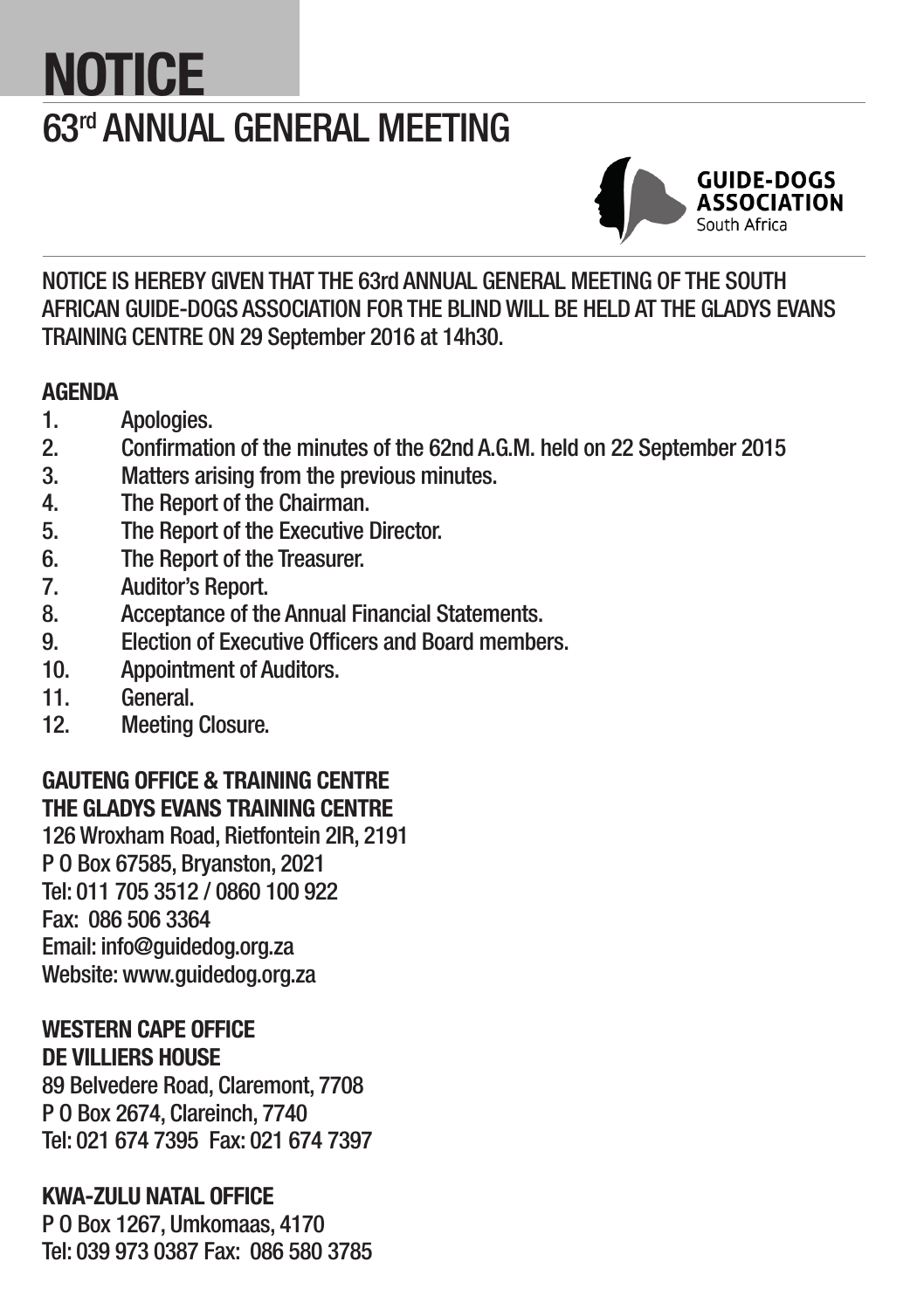# NOTICE

## 63rd ANNUAL GENERAL MEETING

GUIDE-DOGS ASSOCIATION
South Africa

NOTICE IS HEREBY GIVEN THAT THE 63rd ANNUAL GENERAL MEETING OF THE SOUTH AFRICAN GUIDE-DOGS ASSOCIATION FOR THE BLIND WILL BE HELD AT THE GLADYS EVANS TRAINING CENTRE ON 29 September 2016 at 14h30.

**AGENDA**

1. Apologies.
2. Confirmation of the minutes of the 62nd A.G.M. held on 22 September 2015
3. Matters arising from the previous minutes.
4. The Report of the Chairman.
5. The Report of the Executive Director.
6. The Report of the Treasurer.
7. Auditor's Report.
8. Acceptance of the Annual Financial Statements.
9. Election of Executive Officers and Board members.
10. Appointment of Auditors.
11. General.
12. Meeting Closure.

**GAUTENG OFFICE & TRAINING CENTRE**
**THE GLADYS EVANS TRAINING CENTRE**
126 Wroxham Road, Rietfontein 2IR, 2191
P O Box 67585, Bryanston, 2021
Tel: 011 705 3512 / 0860 100 922
Fax: 086 506 3364
Email: info@guidedog.org.za
Website: www.guidedog.org.za

**WESTERN CAPE OFFICE**
**DE VILLIERS HOUSE**
89 Belvedere Road, Claremont, 7708
P O Box 2674, Clareinch, 7740
Tel: 021 674 7395 Fax: 021 674 7397

**KWA-ZULU NATAL OFFICE**
P O Box 1267, Umkomaas, 4170
Tel: 039 973 0387 Fax: 086 580 3785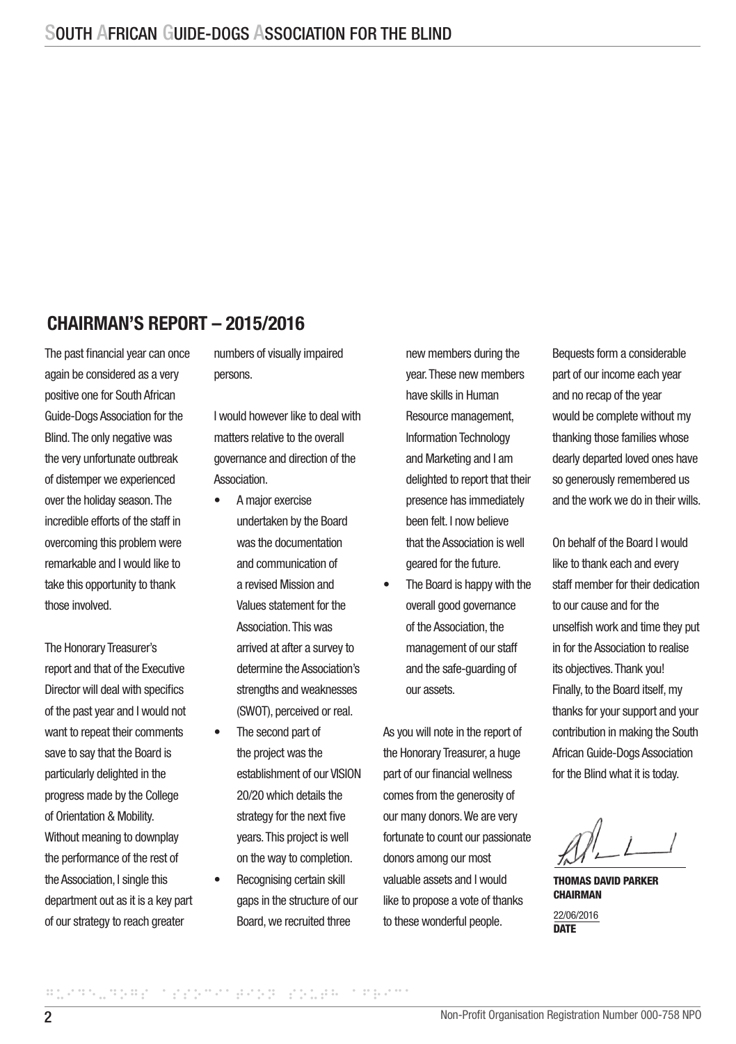## CHAIRMAN'S REPORT – 2015/2016

The past financial year can once again be considered as a very positive one for South African Guide-Dogs Association for the Blind. The only negative was the very unfortunate outbreak of distemper we experienced over the holiday season. The incredible efforts of the staff in overcoming this problem were remarkable and I would like to take this opportunity to thank those involved.

The Honorary Treasurer's report and that of the Executive Director will deal with specifics of the past year and I would not want to repeat their comments save to say that the Board is particularly delighted in the progress made by the College of Orientation & Mobility. Without meaning to downplay the performance of the rest of the Association, I single this department out as it is a key part of our strategy to reach greater numbers of visually impaired persons.

I would however like to deal with matters relative to the overall governance and direction of the Association.

- A major exercise undertaken by the Board was the documentation and communication of a revised Mission and Values statement for the Association. This was arrived at after a survey to determine the Association's strengths and weaknesses (SWOT), perceived or real.
- The second part of the project was the establishment of our VISION 20/20 which details the strategy for the next five years. This project is well on the way to completion.
- Recognising certain skill gaps in the structure of our Board, we recruited three new members during the year. These new members have skills in Human Resource management, Information Technology and Marketing and I am delighted to report that their presence has immediately been felt. I now believe that the Association is well geared for the future.
- The Board is happy with the overall good governance of the Association, the management of our staff and the safe-guarding of our assets.

As you will note in the report of the Honorary Treasurer, a huge part of our financial wellness comes from the generosity of our many donors. We are very fortunate to count our passionate donors among our most valuable assets and I would like to propose a vote of thanks to these wonderful people.

Bequests form a considerable part of our income each year and no recap of the year would be complete without my thanking those families whose dearly departed loved ones have so generously remembered us and the work we do in their wills.

On behalf of the Board I would like to thank each and every staff member for their dedication to our cause and for the unselfish work and time they put in for the Association to realise its objectives. Thank you! Finally, to the Board itself, my thanks for your support and your contribution in making the South African Guide-Dogs Association for the Blind what it is today.

**THOMAS DAVID PARKER**
**CHAIRMAN**

22/06/2016
**DATE**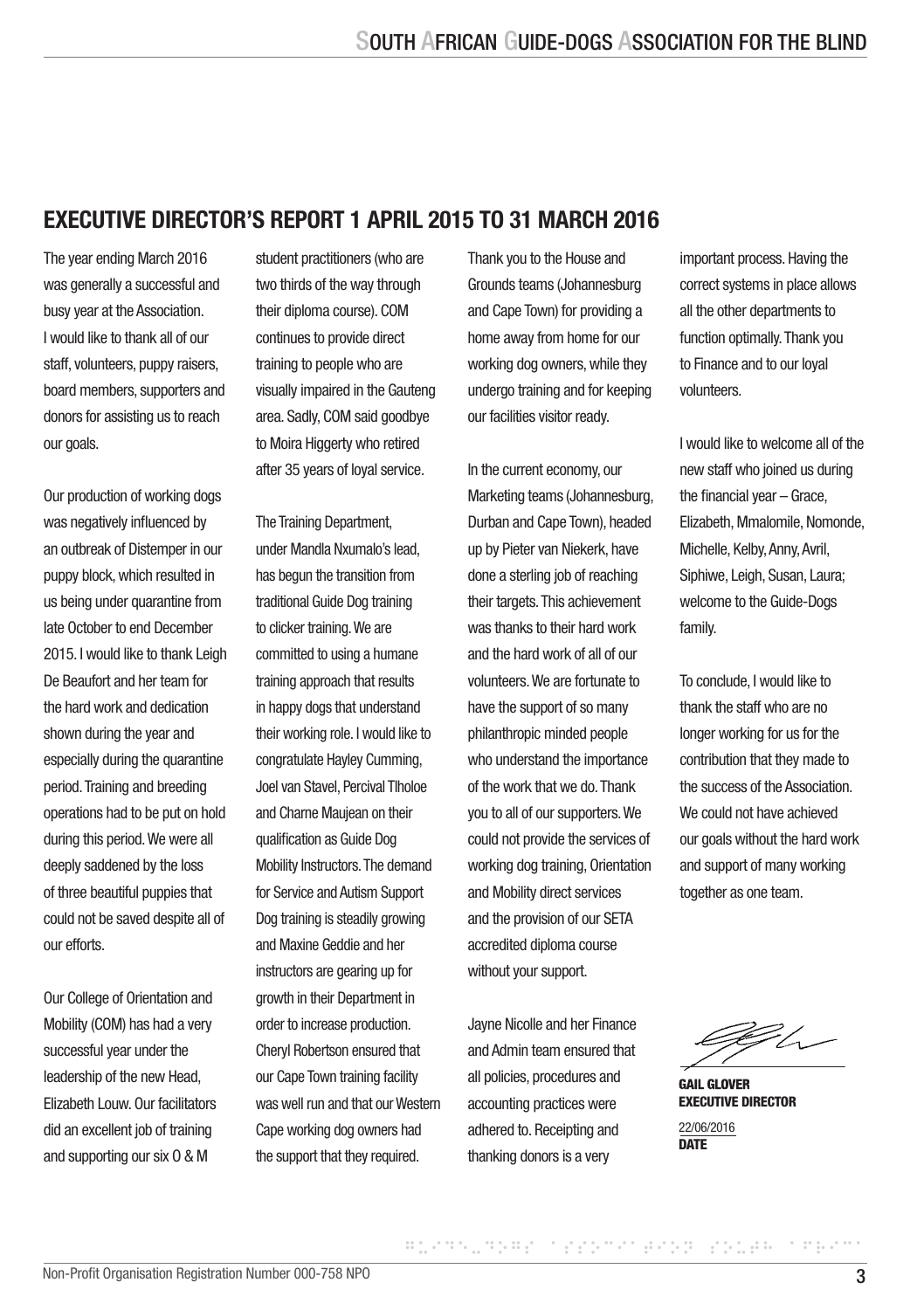## EXECUTIVE DIRECTOR'S REPORT 1 APRIL 2015 TO 31 MARCH 2016

The year ending March 2016 was generally a successful and busy year at the Association. I would like to thank all of our staff, volunteers, puppy raisers, board members, supporters and donors for assisting us to reach our goals.

Our production of working dogs was negatively influenced by an outbreak of Distemper in our puppy block, which resulted in us being under quarantine from late October to end December 2015. I would like to thank Leigh De Beaufort and her team for the hard work and dedication shown during the year and especially during the quarantine period. Training and breeding operations had to be put on hold during this period. We were all deeply saddened by the loss of three beautiful puppies that could not be saved despite all of our efforts.

Our College of Orientation and Mobility (COM) has had a very successful year under the leadership of the new Head, Elizabeth Louw. Our facilitators did an excellent job of training and supporting our six O & M student practitioners (who are two thirds of the way through their diploma course). COM continues to provide direct training to people who are visually impaired in the Gauteng area. Sadly, COM said goodbye to Moira Higgerty who retired after 35 years of loyal service.

The Training Department, under Mandla Nxumalo's lead, has begun the transition from traditional Guide Dog training to clicker training. We are committed to using a humane training approach that results in happy dogs that understand their working role. I would like to congratulate Hayley Cumming, Joel van Stavel, Percival Tlholoe and Charne Maujean on their qualification as Guide Dog Mobility Instructors. The demand for Service and Autism Support Dog training is steadily growing and Maxine Geddie and her instructors are gearing up for growth in their Department in order to increase production. Cheryl Robertson ensured that our Cape Town training facility was well run and that our Western Cape working dog owners had the support that they required.

Thank you to the House and Grounds teams (Johannesburg and Cape Town) for providing a home away from home for our working dog owners, while they undergo training and for keeping our facilities visitor ready.

In the current economy, our Marketing teams (Johannesburg, Durban and Cape Town), headed up by Pieter van Niekerk, have done a sterling job of reaching their targets. This achievement was thanks to their hard work and the hard work of all of our volunteers. We are fortunate to have the support of so many philanthropic minded people who understand the importance of the work that we do. Thank you to all of our supporters. We could not provide the services of working dog training, Orientation and Mobility direct services and the provision of our SETA accredited diploma course without your support.

Jayne Nicolle and her Finance and Admin team ensured that all policies, procedures and accounting practices were adhered to. Receipting and thanking donors is a very important process. Having the correct systems in place allows all the other departments to function optimally. Thank you to Finance and to our loyal volunteers.

I would like to welcome all of the new staff who joined us during the financial year – Grace, Elizabeth, Mmalomile, Nomonde, Michelle, Kelby, Anny, Avril, Siphiwe, Leigh, Susan, Laura; welcome to the Guide-Dogs family.

To conclude, I would like to thank the staff who are no longer working for us for the contribution that they made to the success of the Association. We could not have achieved our goals without the hard work and support of many working together as one team.

**GAIL GLOVER**
**EXECUTIVE DIRECTOR**

22/06/2016
**DATE**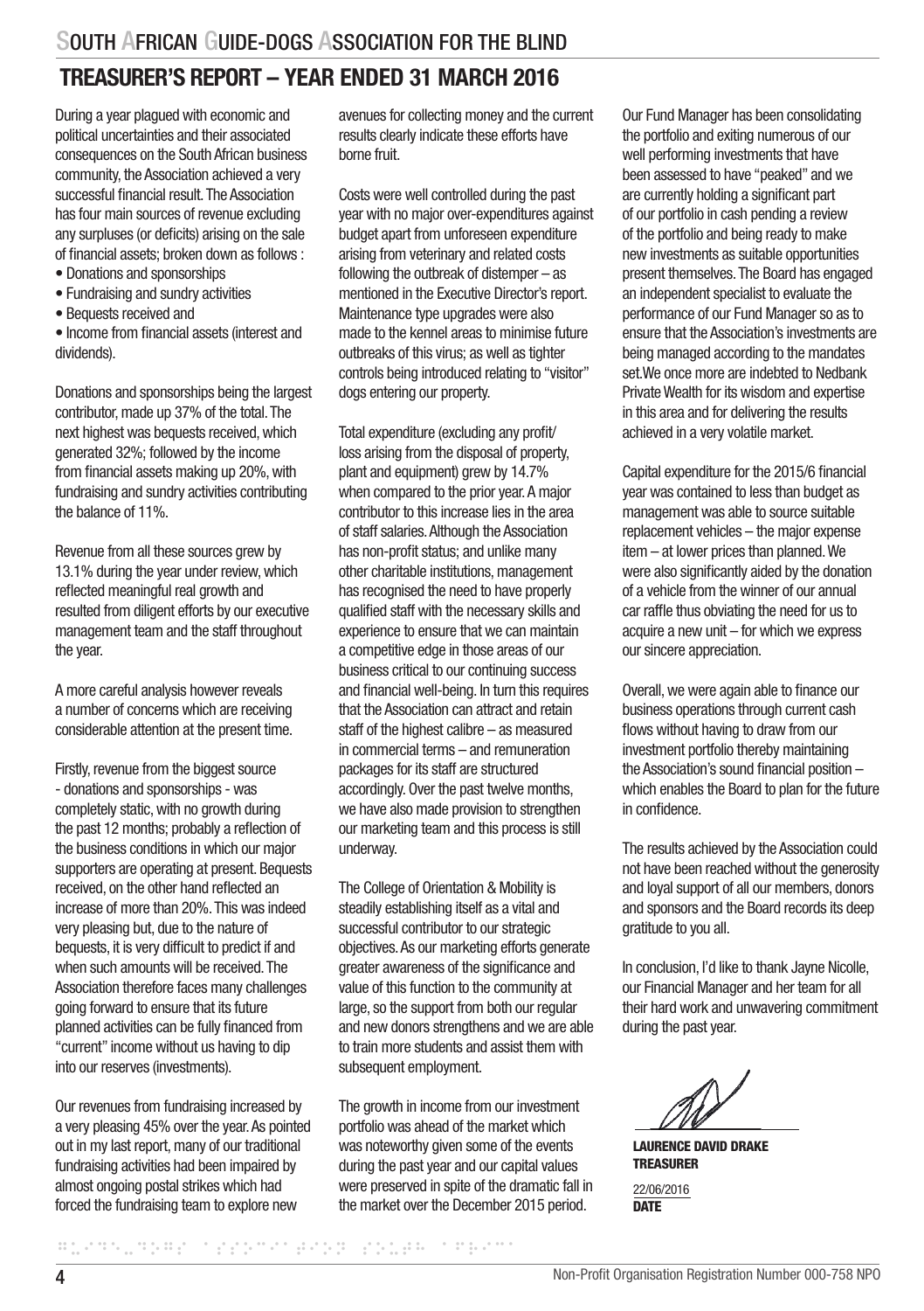# SOUTH AFRICAN GUIDE-DOGS ASSOCIATION FOR THE BLIND

## TREASURER'S REPORT – YEAR ENDED 31 MARCH 2016

During a year plagued with economic and political uncertainties and their associated consequences on the South African business community, the Association achieved a very successful financial result. The Association has four main sources of revenue excluding any surpluses (or deficits) arising on the sale of financial assets; broken down as follows :

- Donations and sponsorships
- Fundraising and sundry activities
- Bequests received and
- Income from financial assets (interest and dividends).

Donations and sponsorships being the largest contributor, made up 37% of the total. The next highest was bequests received, which generated 32%; followed by the income from financial assets making up 20%, with fundraising and sundry activities contributing the balance of 11%.

Revenue from all these sources grew by 13.1% during the year under review, which reflected meaningful real growth and resulted from diligent efforts by our executive management team and the staff throughout the year.

A more careful analysis however reveals a number of concerns which are receiving considerable attention at the present time.

Firstly, revenue from the biggest source - donations and sponsorships - was completely static, with no growth during the past 12 months; probably a reflection of the business conditions in which our major supporters are operating at present. Bequests received, on the other hand reflected an increase of more than 20%. This was indeed very pleasing but, due to the nature of bequests, it is very difficult to predict if and when such amounts will be received. The Association therefore faces many challenges going forward to ensure that its future planned activities can be fully financed from "current" income without us having to dip into our reserves (investments).

Our revenues from fundraising increased by a very pleasing 45% over the year. As pointed out in my last report, many of our traditional fundraising activities had been impaired by almost ongoing postal strikes which had forced the fundraising team to explore new avenues for collecting money and the current results clearly indicate these efforts have borne fruit.

Costs were well controlled during the past year with no major over-expenditures against budget apart from unforeseen expenditure arising from veterinary and related costs following the outbreak of distemper – as mentioned in the Executive Director's report. Maintenance type upgrades were also made to the kennel areas to minimise future outbreaks of this virus; as well as tighter controls being introduced relating to "visitor" dogs entering our property.

Total expenditure (excluding any profit/loss arising from the disposal of property, plant and equipment) grew by 14.7% when compared to the prior year. A major contributor to this increase lies in the area of staff salaries. Although the Association has non-profit status; and unlike many other charitable institutions, management has recognised the need to have properly qualified staff with the necessary skills and experience to ensure that we can maintain a competitive edge in those areas of our business critical to our continuing success and financial well-being. In turn this requires that the Association can attract and retain staff of the highest calibre – as measured in commercial terms – and remuneration packages for its staff are structured accordingly. Over the past twelve months, we have also made provision to strengthen our marketing team and this process is still underway.

The College of Orientation & Mobility is steadily establishing itself as a vital and successful contributor to our strategic objectives. As our marketing efforts generate greater awareness of the significance and value of this function to the community at large, so the support from both our regular and new donors strengthens and we are able to train more students and assist them with subsequent employment.

The growth in income from our investment portfolio was ahead of the market which was noteworthy given some of the events during the past year and our capital values were preserved in spite of the dramatic fall in the market over the December 2015 period.

Our Fund Manager has been consolidating the portfolio and exiting numerous of our well performing investments that have been assessed to have "peaked" and we are currently holding a significant part of our portfolio in cash pending a review of the portfolio and being ready to make new investments as suitable opportunities present themselves. The Board has engaged an independent specialist to evaluate the performance of our Fund Manager so as to ensure that the Association's investments are being managed according to the mandates set. We once more are indebted to Nedbank Private Wealth for its wisdom and expertise in this area and for delivering the results achieved in a very volatile market.

Capital expenditure for the 2015/6 financial year was contained to less than budget as management was able to source suitable replacement vehicles – the major expense item – at lower prices than planned. We were also significantly aided by the donation of a vehicle from the winner of our annual car raffle thus obviating the need for us to acquire a new unit – for which we express our sincere appreciation.

Overall, we were again able to finance our business operations through current cash flows without having to draw from our investment portfolio thereby maintaining the Association's sound financial position – which enables the Board to plan for the future in confidence.

The results achieved by the Association could not have been reached without the generosity and loyal support of all our members, donors and sponsors and the Board records its deep gratitude to you all.

In conclusion, I'd like to thank Jayne Nicolle, our Financial Manager and her team for all their hard work and unwavering commitment during the past year.

**LAURENCE DAVID DRAKE**
**TREASURER**

22/06/2016
**DATE**

Non-Profit Organisation Registration Number 000-758 NPO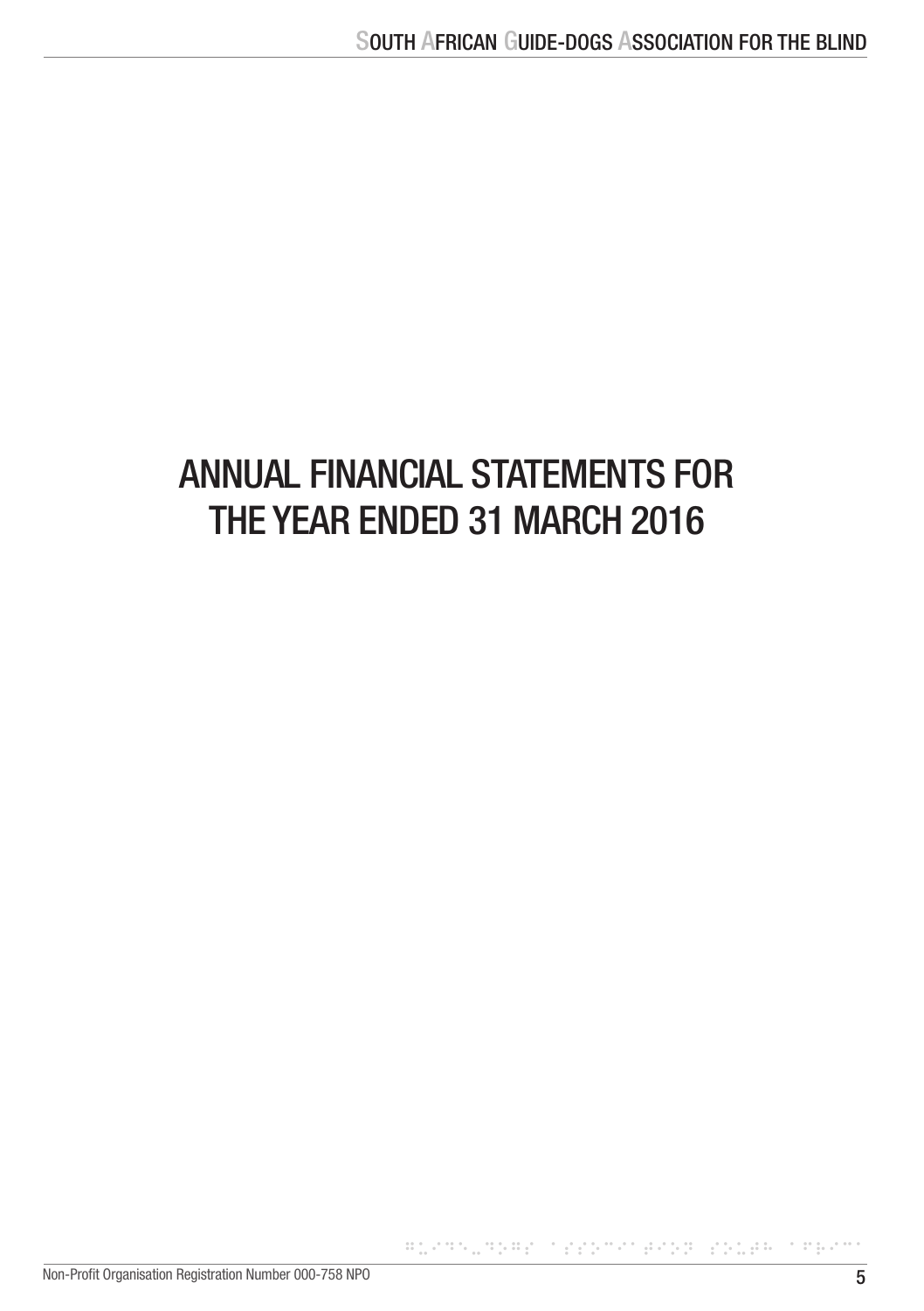# ANNUAL FINANCIAL STATEMENTS FOR THE YEAR ENDED 31 MARCH 2016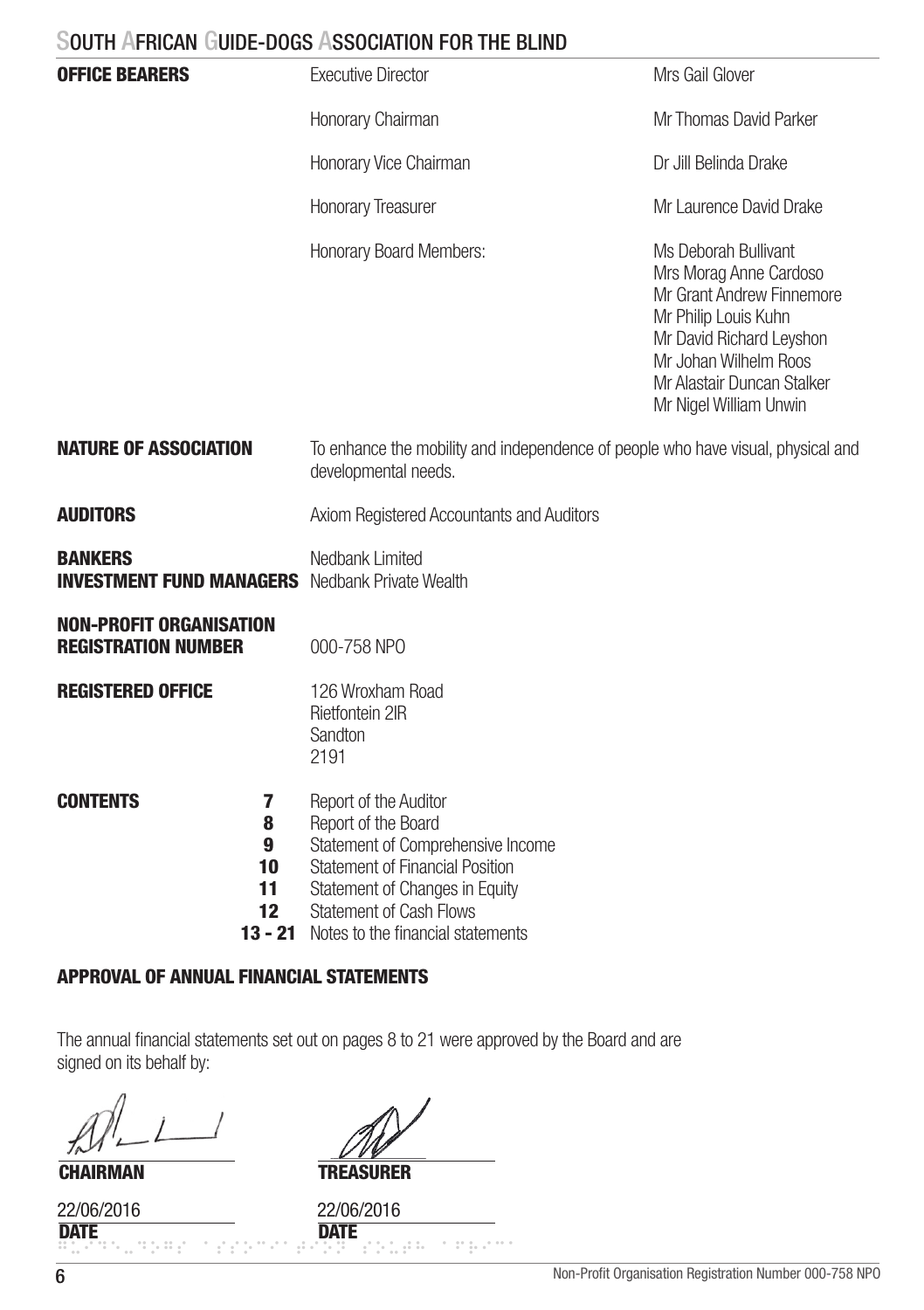# SOUTH AFRICAN GUIDE-DOGS ASSOCIATION FOR THE BLIND

| **OFFICE BEARERS** | | |
|---|---|---|
| | Executive Director | Mrs Gail Glover |
| | Honorary Chairman | Mr Thomas David Parker |
| | Honorary Vice Chairman | Dr Jill Belinda Drake |
| | Honorary Treasurer | Mr Laurence David Drake |
| | Honorary Board Members: | Ms Deborah Bullivant<br>Mrs Morag Anne Cardoso<br>Mr Grant Andrew Finnemore<br>Mr Philip Louis Kuhn<br>Mr David Richard Leyshon<br>Mr Johan Wilhelm Roos<br>Mr Alastair Duncan Stalker<br>Mr Nigel William Unwin |

**NATURE OF ASSOCIATION**
To enhance the mobility and independence of people who have visual, physical and developmental needs.

**AUDITORS**
Axiom Registered Accountants and Auditors

**BANKERS**
Nedbank Limited

**INVESTMENT FUND MANAGERS**
Nedbank Private Wealth

**NON-PROFIT ORGANISATION REGISTRATION NUMBER**
000-758 NPO

**REGISTERED OFFICE**
126 Wroxham Road
Rietfontein 2IR
Sandton
2191

**CONTENTS**

| | |
|---|---|
| **7** | Report of the Auditor |
| **8** | Report of the Board |
| **9** | Statement of Comprehensive Income |
| **10** | Statement of Financial Position |
| **11** | Statement of Changes in Equity |
| **12** | Statement of Cash Flows |
| **13 - 21** | Notes to the financial statements |

## APPROVAL OF ANNUAL FINANCIAL STATEMENTS

The annual financial statements set out on pages 8 to 21 were approved by the Board and are signed on its behalf by:

| | |
|---|---|
| **CHAIRMAN** | **TREASURER** |
| 22/06/2016 | 22/06/2016 |
| **DATE** | **DATE** |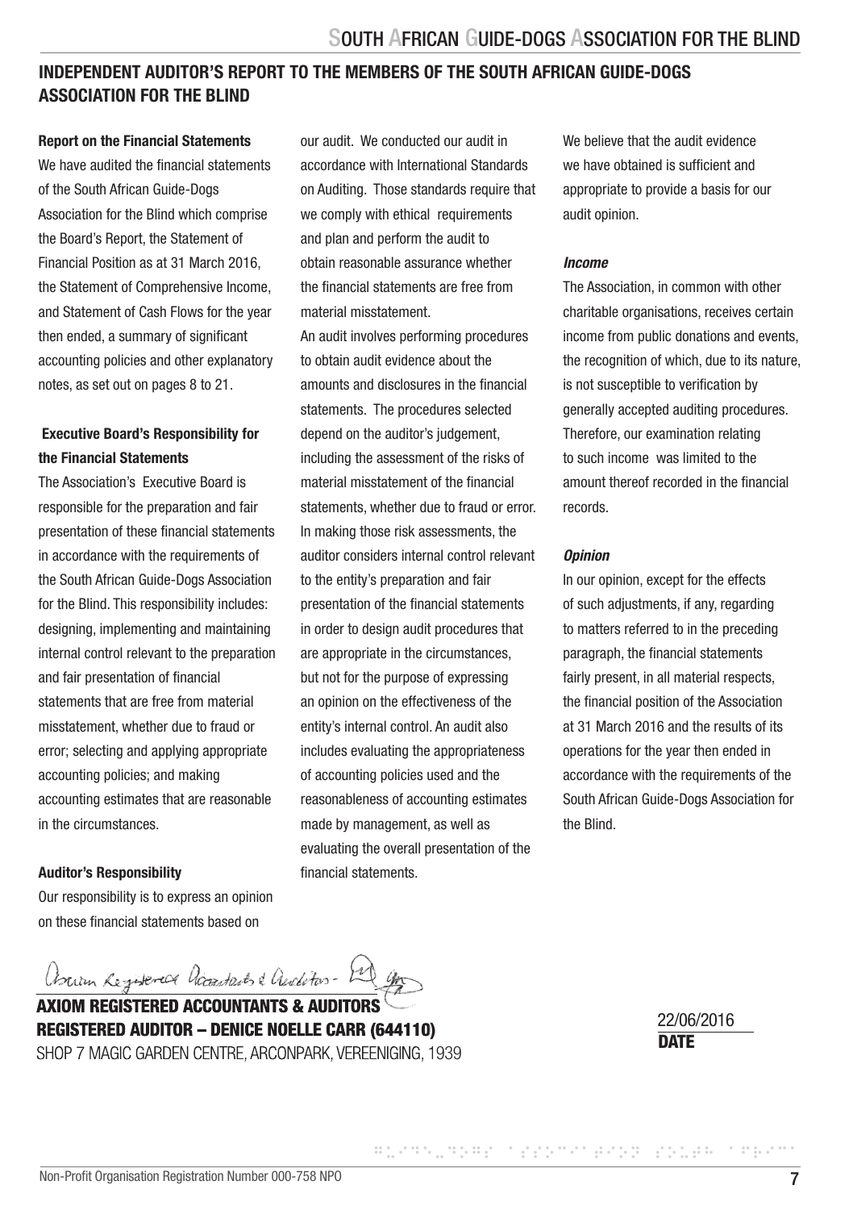## INDEPENDENT AUDITOR'S REPORT TO THE MEMBERS OF THE SOUTH AFRICAN GUIDE-DOGS ASSOCIATION FOR THE BLIND

**Report on the Financial Statements**

We have audited the financial statements of the South African Guide-Dogs Association for the Blind which comprise the Board's Report, the Statement of Financial Position as at 31 March 2016, the Statement of Comprehensive Income, and Statement of Cash Flows for the year then ended, a summary of significant accounting policies and other explanatory notes, as set out on pages 8 to 21.

**Executive Board's Responsibility for the Financial Statements**

The Association's Executive Board is responsible for the preparation and fair presentation of these financial statements in accordance with the requirements of the South African Guide-Dogs Association for the Blind. This responsibility includes: designing, implementing and maintaining internal control relevant to the preparation and fair presentation of financial statements that are free from material misstatement, whether due to fraud or error; selecting and applying appropriate accounting policies; and making accounting estimates that are reasonable in the circumstances.

**Auditor's Responsibility**

Our responsibility is to express an opinion on these financial statements based on our audit. We conducted our audit in accordance with International Standards on Auditing. Those standards require that we comply with ethical requirements and plan and perform the audit to obtain reasonable assurance whether the financial statements are free from material misstatement.

An audit involves performing procedures to obtain audit evidence about the amounts and disclosures in the financial statements. The procedures selected depend on the auditor's judgement, including the assessment of the risks of material misstatement of the financial statements, whether due to fraud or error. In making those risk assessments, the auditor considers internal control relevant to the entity's preparation and fair presentation of the financial statements in order to design audit procedures that are appropriate in the circumstances, but not for the purpose of expressing an opinion on the effectiveness of the entity's internal control. An audit also includes evaluating the appropriateness of accounting policies used and the reasonableness of accounting estimates made by management, as well as evaluating the overall presentation of the financial statements.

We believe that the audit evidence we have obtained is sufficient and appropriate to provide a basis for our audit opinion.

***Income***

The Association, in common with other charitable organisations, receives certain income from public donations and events, the recognition of which, due to its nature, is not susceptible to verification by generally accepted auditing procedures. Therefore, our examination relating to such income was limited to the amount thereof recorded in the financial records.

***Opinion***

In our opinion, except for the effects of such adjustments, if any, regarding to matters referred to in the preceding paragraph, the financial statements fairly present, in all material respects, the financial position of the Association at 31 March 2016 and the results of its operations for the year then ended in accordance with the requirements of the South African Guide-Dogs Association for the Blind.

Axiom Registered Accountants & Auditors

**AXIOM REGISTERED ACCOUNTANTS & AUDITORS**
**REGISTERED AUDITOR – DENICE NOELLE CARR (644110)**
SHOP 7 MAGIC GARDEN CENTRE, ARCONPARK, VEREENIGING, 1939

22/06/2016
**DATE**

Non-Profit Organisation Registration Number 000-758 NPO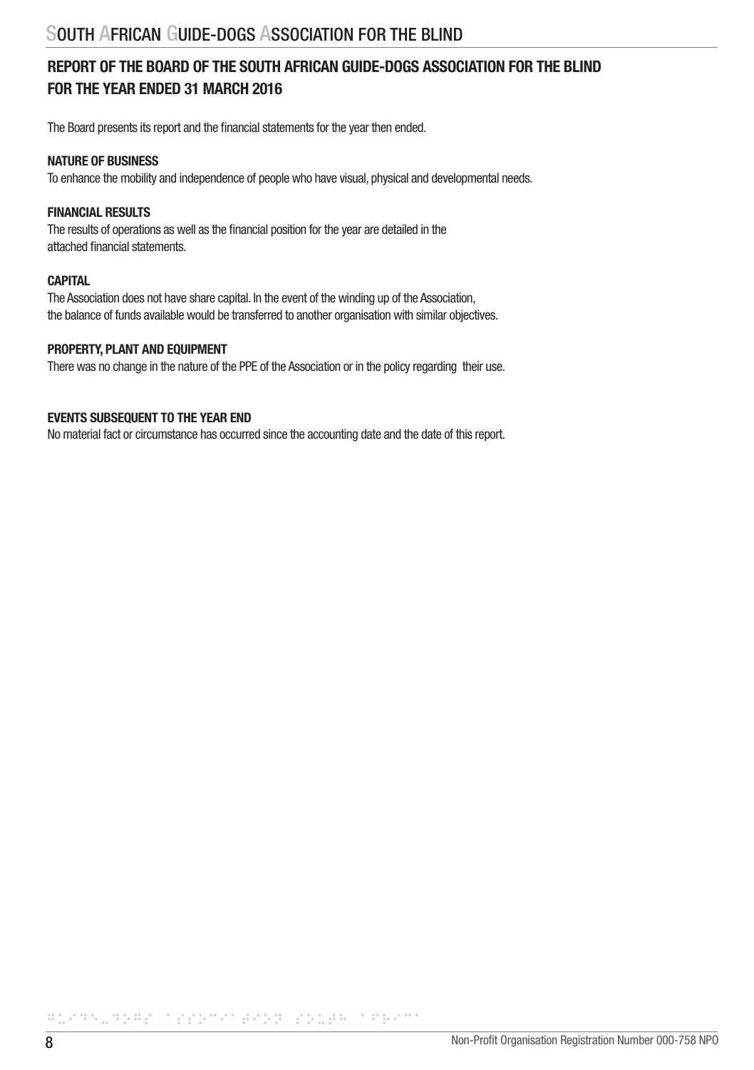## REPORT OF THE BOARD OF THE SOUTH AFRICAN GUIDE-DOGS ASSOCIATION FOR THE BLIND FOR THE YEAR ENDED 31 MARCH 2016

The Board presents its report and the financial statements for the year then ended.

**NATURE OF BUSINESS**

To enhance the mobility and independence of people who have visual, physical and developmental needs.

**FINANCIAL RESULTS**

The results of operations as well as the financial position for the year are detailed in the attached financial statements.

**CAPITAL**

The Association does not have share capital. In the event of the winding up of the Association, the balance of funds available would be transferred to another organisation with similar objectives.

**PROPERTY, PLANT AND EQUIPMENT**

There was no change in the nature of the PPE of the Association or in the policy regarding their use.

**EVENTS SUBSEQUENT TO THE YEAR END**

No material fact or circumstance has occurred since the accounting date and the date of this report.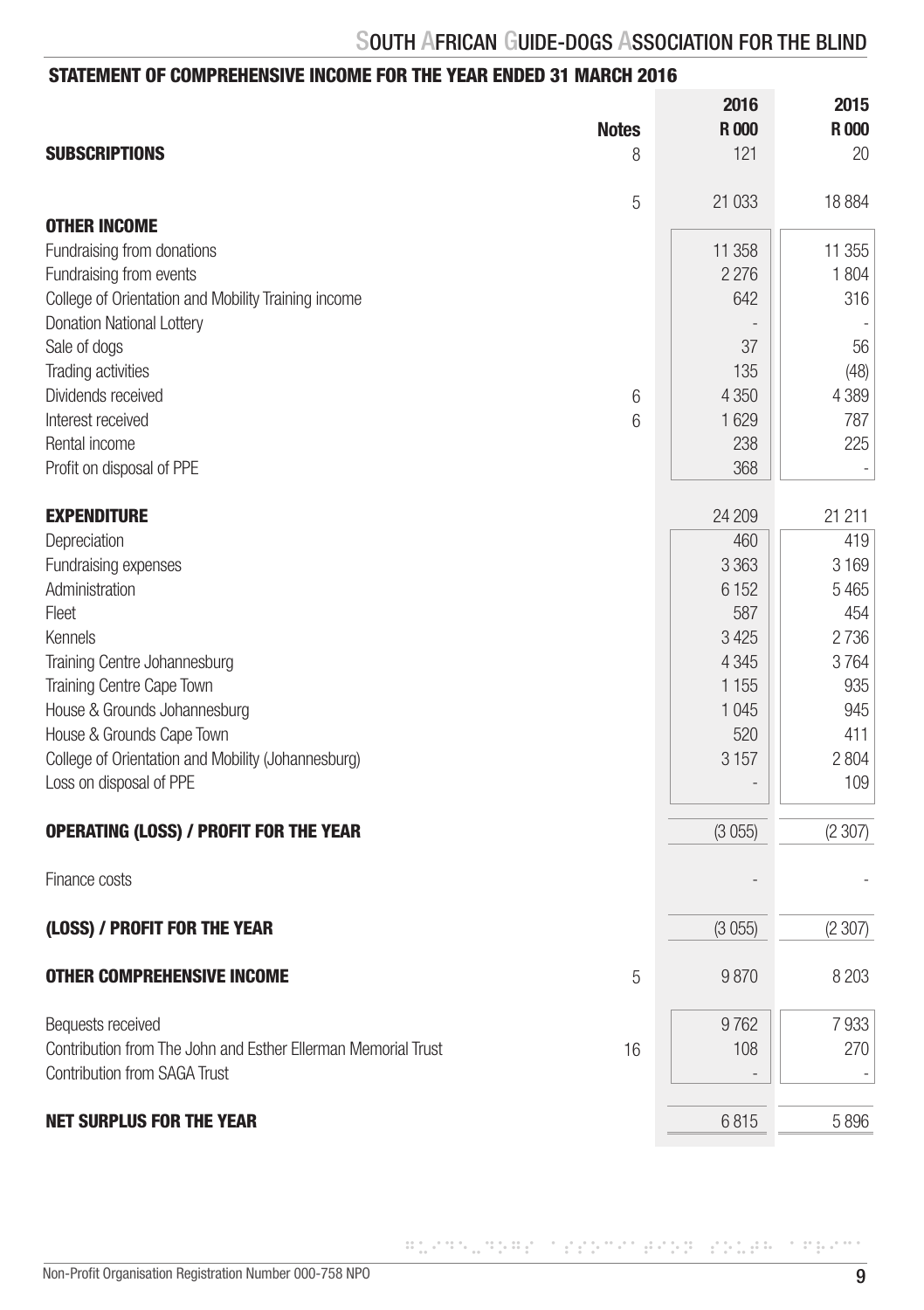## STATEMENT OF COMPREHENSIVE INCOME FOR THE YEAR ENDED 31 MARCH 2016

| | Notes | 2016 R 000 | 2015 R 000 |
|---|---|---|---|
| **SUBSCRIPTIONS** | 8 | 121 | 20 |
| | 5 | 21 033 | 18 884 |
| **OTHER INCOME** | | | |
| Fundraising from donations | | 11 358 | 11 355 |
| Fundraising from events | | 2 276 | 1 804 |
| College of Orientation and Mobility Training income | | 642 | 316 |
| Donation National Lottery | | - | - |
| Sale of dogs | | 37 | 56 |
| Trading activities | | 135 | (48) |
| Dividends received | 6 | 4 350 | 4 389 |
| Interest received | 6 | 1 629 | 787 |
| Rental income | | 238 | 225 |
| Profit on disposal of PPE | | 368 | - |
| **EXPENDITURE** | | 24 209 | 21 211 |
| Depreciation | | 460 | 419 |
| Fundraising expenses | | 3 363 | 3 169 |
| Administration | | 6 152 | 5 465 |
| Fleet | | 587 | 454 |
| Kennels | | 3 425 | 2 736 |
| Training Centre Johannesburg | | 4 345 | 3 764 |
| Training Centre Cape Town | | 1 155 | 935 |
| House & Grounds Johannesburg | | 1 045 | 945 |
| House & Grounds Cape Town | | 520 | 411 |
| College of Orientation and Mobility (Johannesburg) | | 3 157 | 2 804 |
| Loss on disposal of PPE | | - | 109 |
| **OPERATING (LOSS) / PROFIT FOR THE YEAR** | | (3 055) | (2 307) |
| Finance costs | | - | - |
| **(LOSS) / PROFIT FOR THE YEAR** | | (3 055) | (2 307) |
| **OTHER COMPREHENSIVE INCOME** | 5 | 9 870 | 8 203 |
| Bequests received | | 9 762 | 7 933 |
| Contribution from The John and Esther Ellerman Memorial Trust | 16 | 108 | 270 |
| Contribution from SAGA Trust | | - | - |
| **NET SURPLUS FOR THE YEAR** | | 6 815 | 5 896 |

Non-Profit Organisation Registration Number 000-758 NPO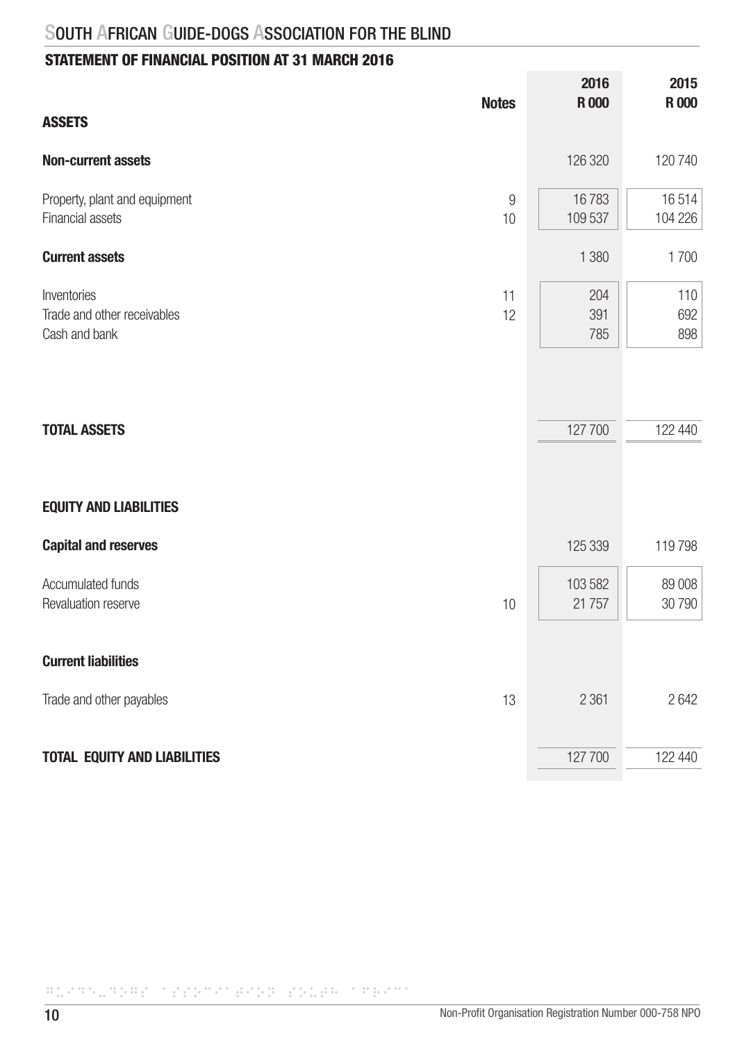## STATEMENT OF FINANCIAL POSITION AT 31 MARCH 2016

| | Notes | 2016 R 000 | 2015 R 000 |
|---|---|---|---|
| **ASSETS** | | | |
| **Non-current assets** | | 126 320 | 120 740 |
| Property, plant and equipment | 9 | 16 783 | 16 514 |
| Financial assets | 10 | 109 537 | 104 226 |
| **Current assets** | | 1 380 | 1 700 |
| Inventories | 11 | 204 | 110 |
| Trade and other receivables | 12 | 391 | 692 |
| Cash and bank | | 785 | 898 |
| **TOTAL ASSETS** | | 127 700 | 122 440 |
| **EQUITY AND LIABILITIES** | | | |
| **Capital and reserves** | | 125 339 | 119 798 |
| Accumulated funds | | 103 582 | 89 008 |
| Revaluation reserve | 10 | 21 757 | 30 790 |
| **Current liabilities** | | | |
| Trade and other payables | 13 | 2 361 | 2 642 |
| **TOTAL EQUITY AND LIABILITIES** | | 127 700 | 122 440 |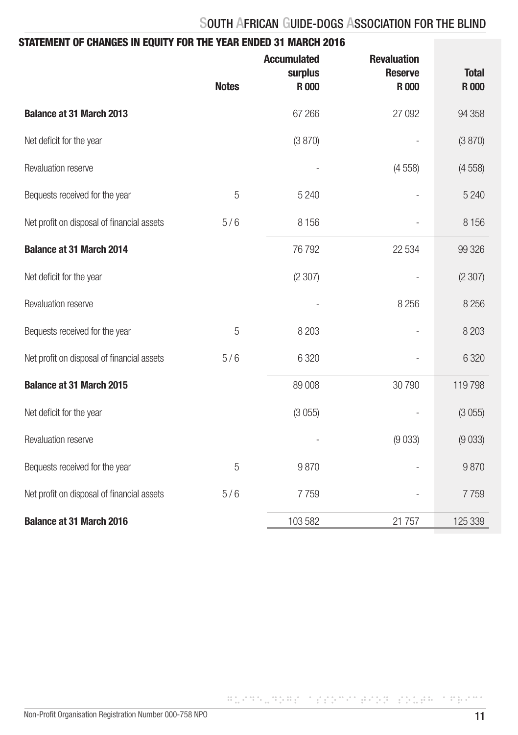## STATEMENT OF CHANGES IN EQUITY FOR THE YEAR ENDED 31 MARCH 2016

| | Notes | Accumulated surplus R 000 | Revaluation Reserve R 000 | Total R 000 |
|---|---|---|---|---|
| **Balance at 31 March 2013** | | 67 266 | 27 092 | 94 358 |
| Net deficit for the year | | (3 870) | - | (3 870) |
| Revaluation reserve | | - | (4 558) | (4 558) |
| Bequests received for the year | 5 | 5 240 | - | 5 240 |
| Net profit on disposal of financial assets | 5 / 6 | 8 156 | - | 8 156 |
| **Balance at 31 March 2014** | | 76 792 | 22 534 | 99 326 |
| Net deficit for the year | | (2 307) | - | (2 307) |
| Revaluation reserve | | - | 8 256 | 8 256 |
| Bequests received for the year | 5 | 8 203 | - | 8 203 |
| Net profit on disposal of financial assets | 5 / 6 | 6 320 | - | 6 320 |
| **Balance at 31 March 2015** | | 89 008 | 30 790 | 119 798 |
| Net deficit for the year | | (3 055) | - | (3 055) |
| Revaluation reserve | | - | (9 033) | (9 033) |
| Bequests received for the year | 5 | 9 870 | - | 9 870 |
| Net profit on disposal of financial assets | 5 / 6 | 7 759 | - | 7 759 |
| **Balance at 31 March 2016** | | 103 582 | 21 757 | 125 339 |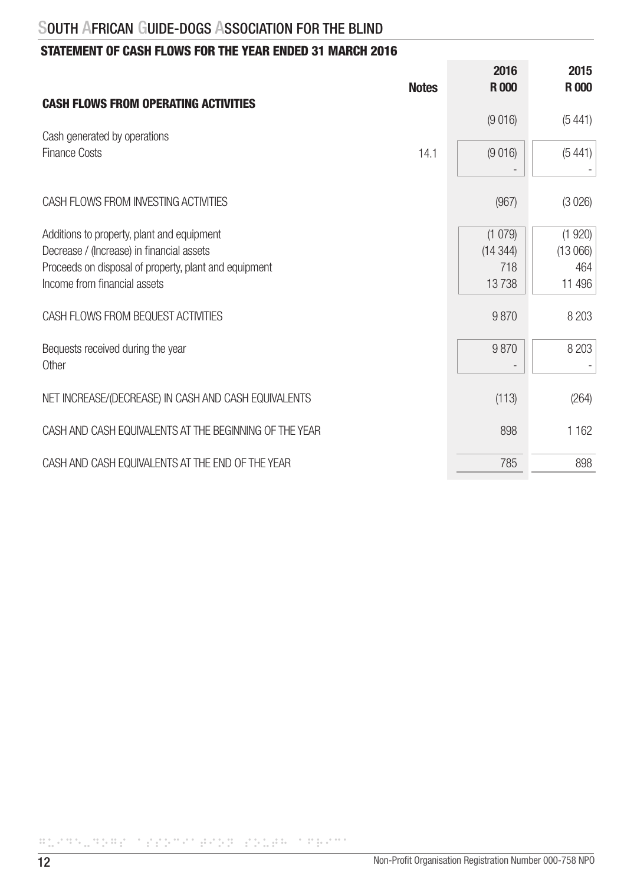## STATEMENT OF CASH FLOWS FOR THE YEAR ENDED 31 MARCH 2016

| | Notes | 2016 R 000 | 2015 R 000 |
|---|---|---|---|
| **CASH FLOWS FROM OPERATING ACTIVITIES** | | (9 016) | (5 441) |
| Cash generated by operations | 14.1 | (9 016) | (5 441) |
| Finance Costs | | - | - |
| CASH FLOWS FROM INVESTING ACTIVITIES | | (967) | (3 026) |
| Additions to property, plant and equipment | | (1 079) | (1 920) |
| Decrease / (Increase) in financial assets | | (14 344) | (13 066) |
| Proceeds on disposal of property, plant and equipment | | 718 | 464 |
| Income from financial assets | | 13 738 | 11 496 |
| CASH FLOWS FROM BEQUEST ACTIVITIES | | 9 870 | 8 203 |
| Bequests received during the year | | 9 870 | 8 203 |
| Other | | - | - |
| NET INCREASE/(DECREASE) IN CASH AND CASH EQUIVALENTS | | (113) | (264) |
| CASH AND CASH EQUIVALENTS AT THE BEGINNING OF THE YEAR | | 898 | 1 162 |
| CASH AND CASH EQUIVALENTS AT THE END OF THE YEAR | | 785 | 898 |

Non-Profit Organisation Registration Number 000-758 NPO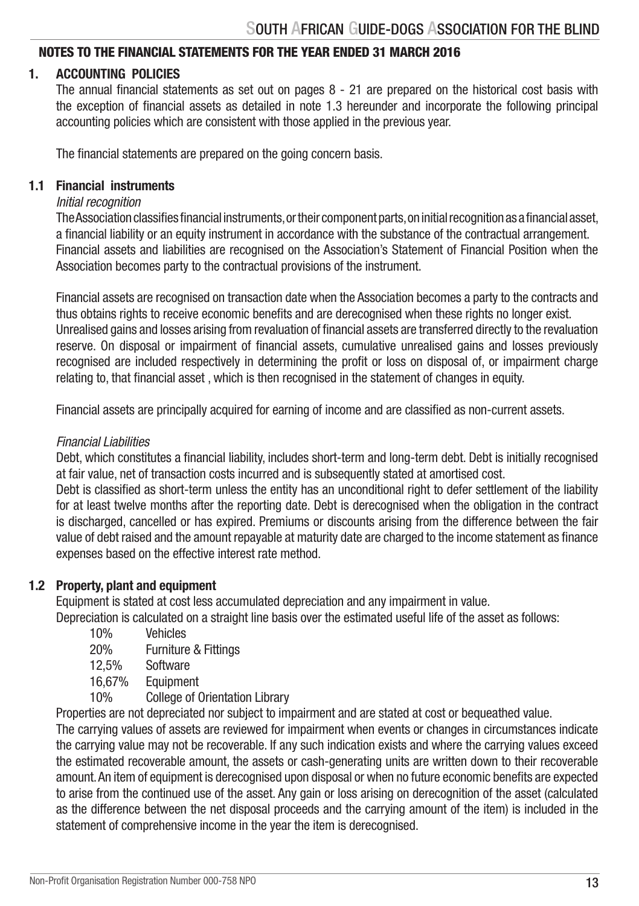## NOTES TO THE FINANCIAL STATEMENTS FOR THE YEAR ENDED 31 MARCH 2016

### 1. ACCOUNTING POLICIES

The annual financial statements as set out on pages 8 - 21 are prepared on the historical cost basis with the exception of financial assets as detailed in note 1.3 hereunder and incorporate the following principal accounting policies which are consistent with those applied in the previous year.

The financial statements are prepared on the going concern basis.

### 1.1 Financial instruments

*Initial recognition*

The Association classifies financial instruments, or their component parts, on initial recognition as a financial asset, a financial liability or an equity instrument in accordance with the substance of the contractual arrangement. Financial assets and liabilities are recognised on the Association's Statement of Financial Position when the Association becomes party to the contractual provisions of the instrument.

Financial assets are recognised on transaction date when the Association becomes a party to the contracts and thus obtains rights to receive economic benefits and are derecognised when these rights no longer exist. Unrealised gains and losses arising from revaluation of financial assets are transferred directly to the revaluation reserve. On disposal or impairment of financial assets, cumulative unrealised gains and losses previously recognised are included respectively in determining the profit or loss on disposal of, or impairment charge relating to, that financial asset , which is then recognised in the statement of changes in equity.

Financial assets are principally acquired for earning of income and are classified as non-current assets.

*Financial Liabilities*

Debt, which constitutes a financial liability, includes short-term and long-term debt. Debt is initially recognised at fair value, net of transaction costs incurred and is subsequently stated at amortised cost.

Debt is classified as short-term unless the entity has an unconditional right to defer settlement of the liability for at least twelve months after the reporting date. Debt is derecognised when the obligation in the contract is discharged, cancelled or has expired. Premiums or discounts arising from the difference between the fair value of debt raised and the amount repayable at maturity date are charged to the income statement as finance expenses based on the effective interest rate method.

### 1.2 Property, plant and equipment

Equipment is stated at cost less accumulated depreciation and any impairment in value.

Depreciation is calculated on a straight line basis over the estimated useful life of the asset as follows:

- 10% Vehicles
- 20% Furniture & Fittings
- 12,5% Software
- 16,67% Equipment
- 10% College of Orientation Library

Properties are not depreciated nor subject to impairment and are stated at cost or bequeathed value.

The carrying values of assets are reviewed for impairment when events or changes in circumstances indicate the carrying value may not be recoverable. If any such indication exists and where the carrying values exceed the estimated recoverable amount, the assets or cash-generating units are written down to their recoverable amount. An item of equipment is derecognised upon disposal or when no future economic benefits are expected to arise from the continued use of the asset. Any gain or loss arising on derecognition of the asset (calculated as the difference between the net disposal proceeds and the carrying amount of the item) is included in the statement of comprehensive income in the year the item is derecognised.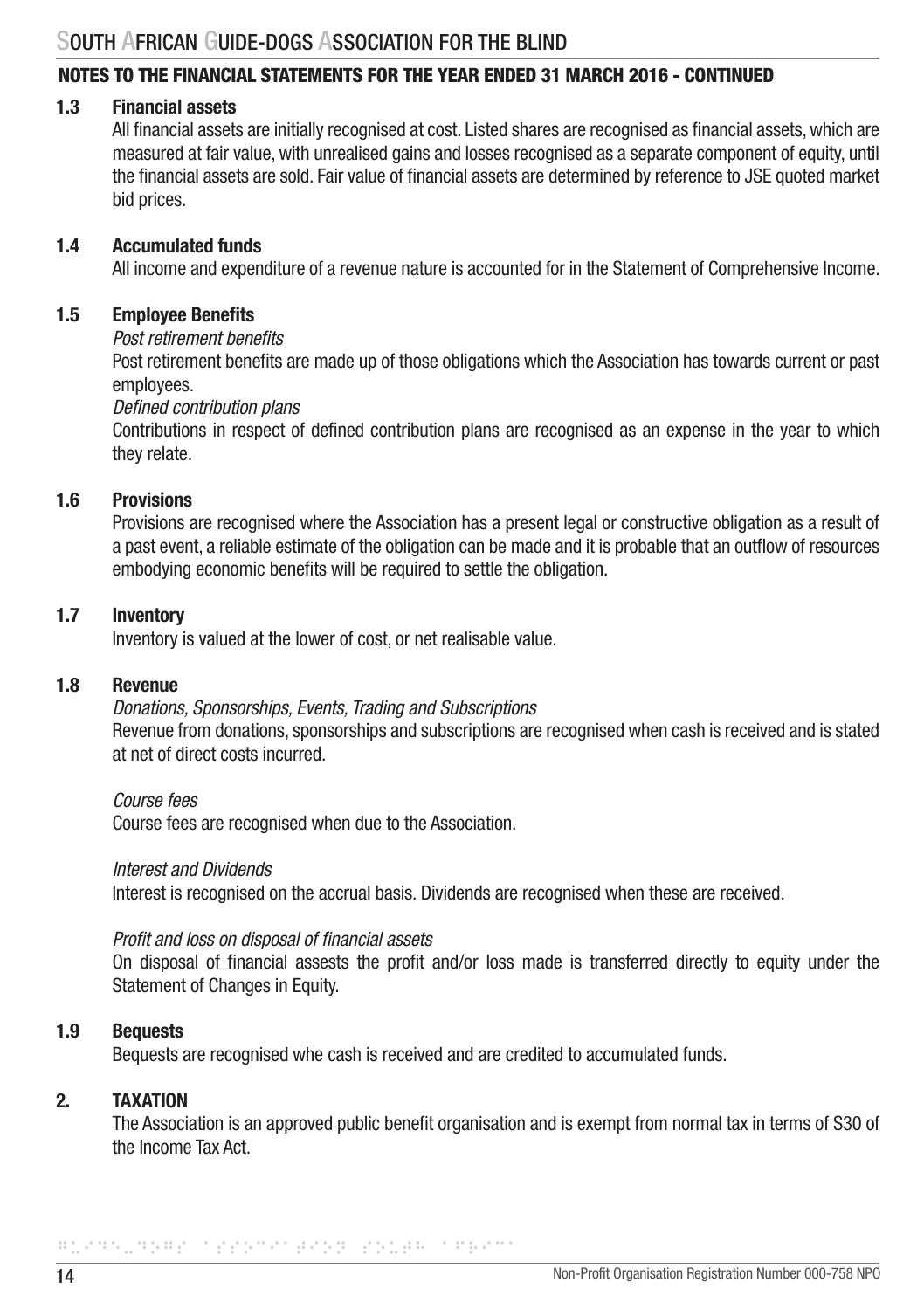## NOTES TO THE FINANCIAL STATEMENTS FOR THE YEAR ENDED 31 MARCH 2016 - CONTINUED

### 1.3 Financial assets

All financial assets are initially recognised at cost. Listed shares are recognised as financial assets, which are measured at fair value, with unrealised gains and losses recognised as a separate component of equity, until the financial assets are sold. Fair value of financial assets are determined by reference to JSE quoted market bid prices.

### 1.4 Accumulated funds

All income and expenditure of a revenue nature is accounted for in the Statement of Comprehensive Income.

### 1.5 Employee Benefits

*Post retirement benefits*

Post retirement benefits are made up of those obligations which the Association has towards current or past employees.

*Defined contribution plans*

Contributions in respect of defined contribution plans are recognised as an expense in the year to which they relate.

### 1.6 Provisions

Provisions are recognised where the Association has a present legal or constructive obligation as a result of a past event, a reliable estimate of the obligation can be made and it is probable that an outflow of resources embodying economic benefits will be required to settle the obligation.

### 1.7 Inventory

Inventory is valued at the lower of cost, or net realisable value.

### 1.8 Revenue

*Donations, Sponsorships, Events, Trading and Subscriptions*

Revenue from donations, sponsorships and subscriptions are recognised when cash is received and is stated at net of direct costs incurred.

*Course fees*

Course fees are recognised when due to the Association.

*Interest and Dividends*

Interest is recognised on the accrual basis. Dividends are recognised when these are received.

*Profit and loss on disposal of financial assets*

On disposal of financial assests the profit and/or loss made is transferred directly to equity under the Statement of Changes in Equity.

### 1.9 Bequests

Bequests are recognised whe cash is received and are credited to accumulated funds.

## 2. TAXATION

The Association is an approved public benefit organisation and is exempt from normal tax in terms of S30 of the Income Tax Act.

Non-Profit Organisation Registration Number 000-758 NPO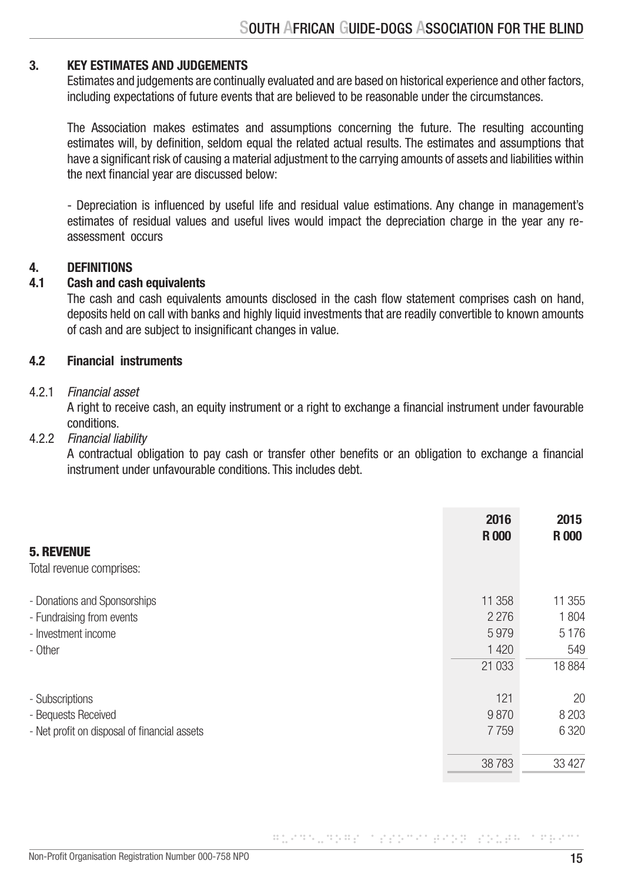## 3. KEY ESTIMATES AND JUDGEMENTS

Estimates and judgements are continually evaluated and are based on historical experience and other factors, including expectations of future events that are believed to be reasonable under the circumstances.

The Association makes estimates and assumptions concerning the future. The resulting accounting estimates will, by definition, seldom equal the related actual results. The estimates and assumptions that have a significant risk of causing a material adjustment to the carrying amounts of assets and liabilities within the next financial year are discussed below:

- Depreciation is influenced by useful life and residual value estimations. Any change in management's estimates of residual values and useful lives would impact the depreciation charge in the year any re-assessment occurs

## 4. DEFINITIONS

### 4.1 Cash and cash equivalents

The cash and cash equivalents amounts disclosed in the cash flow statement comprises cash on hand, deposits held on call with banks and highly liquid investments that are readily convertible to known amounts of cash and are subject to insignificant changes in value.

### 4.2 Financial instruments

4.2.1 *Financial asset*

A right to receive cash, an equity instrument or a right to exchange a financial instrument under favourable conditions.

4.2.2 *Financial liability*

A contractual obligation to pay cash or transfer other benefits or an obligation to exchange a financial instrument under unfavourable conditions. This includes debt.

## 5. REVENUE

| | 2016 R 000 | 2015 R 000 |
|---|---|---|
| Total revenue comprises: | | |
| - Donations and Sponsorships | 11 358 | 11 355 |
| - Fundraising from events | 2 276 | 1 804 |
| - Investment income | 5 979 | 5 176 |
| - Other | 1 420 | 549 |
| | 21 033 | 18 884 |
| - Subscriptions | 121 | 20 |
| - Bequests Received | 9 870 | 8 203 |
| - Net profit on disposal of financial assets | 7 759 | 6 320 |
| | 38 783 | 33 427 |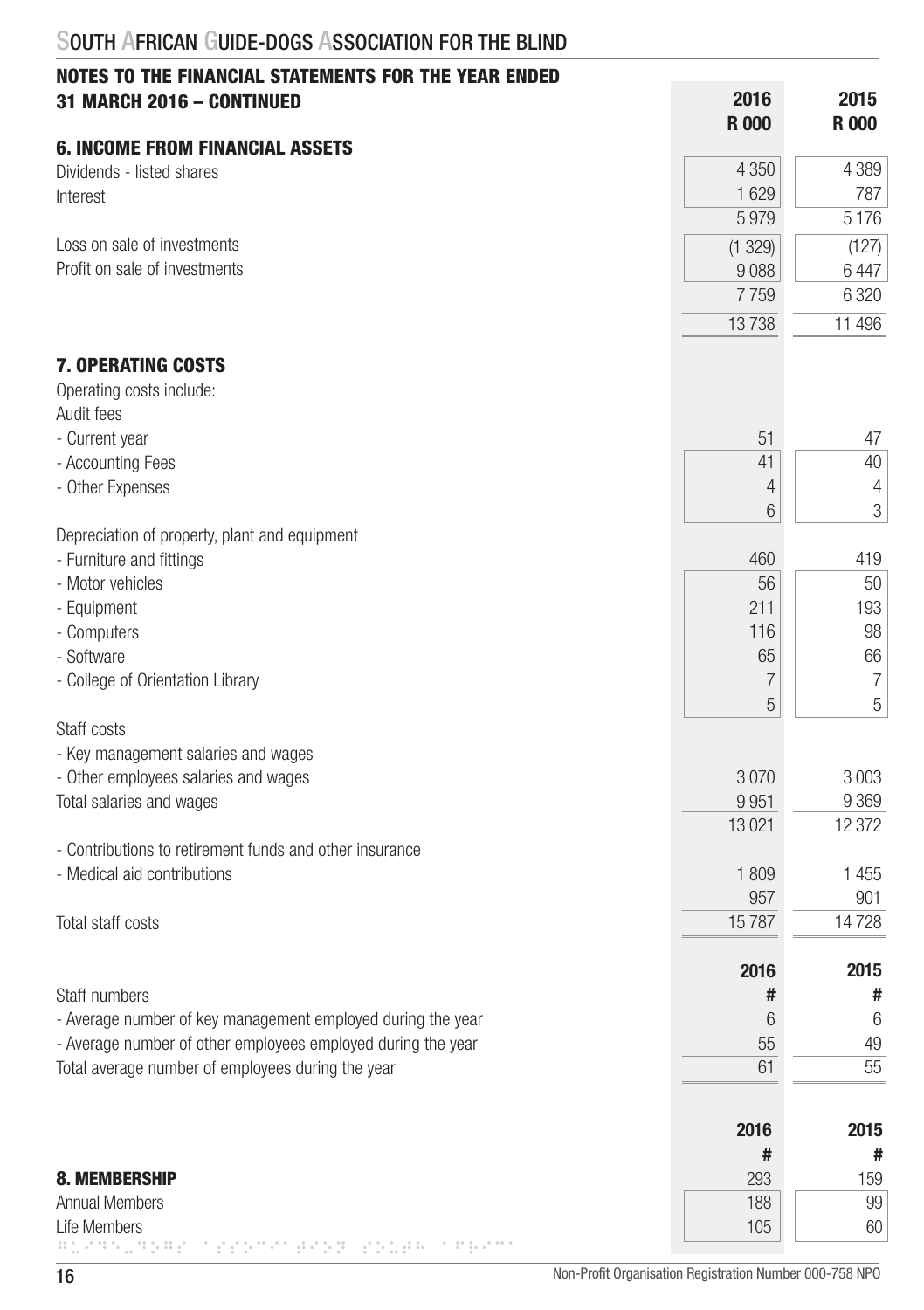## NOTES TO THE FINANCIAL STATEMENTS FOR THE YEAR ENDED 31 MARCH 2016 – CONTINUED

| | 2016 R 000 | 2015 R 000 |
|---|---|---|
| **6. INCOME FROM FINANCIAL ASSETS** | | |
| Dividends - listed shares | 4 350 | 4 389 |
| Interest | 1 629 | 787 |
| | 5 979 | 5 176 |
| Loss on sale of investments | (1 329) | (127) |
| Profit on sale of investments | 9 088 | 6 447 |
| | 7 759 | 6 320 |
| | 13 738 | 11 496 |
| **7. OPERATING COSTS** | | |
| Operating costs include: | | |
| Audit fees | | |
| - Current year | 51 | 47 |
| - Accounting Fees | 41 | 40 |
| - Other Expenses | 4 | 4 |
| | 6 | 3 |
| Depreciation of property, plant and equipment | | |
| - Furniture and fittings | 460 | 419 |
| - Motor vehicles | 56 | 50 |
| - Equipment | 211 | 193 |
| - Computers | 116 | 98 |
| - Software | 65 | 66 |
| - College of Orientation Library | 7 | 7 |
| | 5 | 5 |
| Staff costs | | |
| - Key management salaries and wages | | |
| - Other employees salaries and wages | 3 070 | 3 003 |
| Total salaries and wages | 9 951 | 9 369 |
| | 13 021 | 12 372 |
| - Contributions to retirement funds and other insurance | | |
| - Medical aid contributions | 1 809 | 1 455 |
| | 957 | 901 |
| Total staff costs | 15 787 | 14 728 |

| Staff numbers | 2016 # | 2015 # |
|---|---|---|
| - Average number of key management employed during the year | 6 | 6 |
| - Average number of other employees employed during the year | 55 | 49 |
| Total average number of employees during the year | 61 | 55 |

| | 2016 # | 2015 # |
|---|---|---|
| **8. MEMBERSHIP** | 293 | 159 |
| Annual Members | 188 | 99 |
| Life Members | 105 | 60 |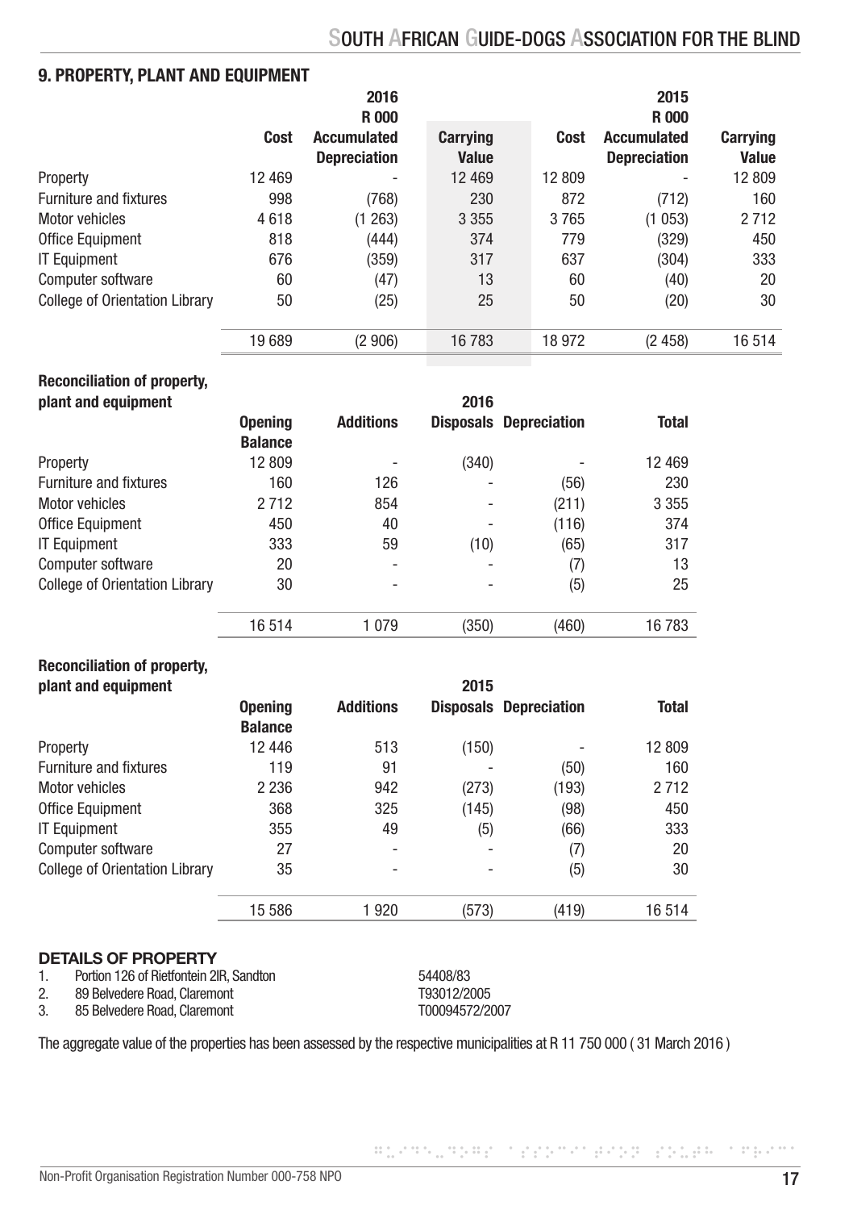## 9. PROPERTY, PLANT AND EQUIPMENT

| | 2016 R 000 | | | 2015 R 000 | | |
|---|---|---|---|---|---|---|
| | Cost | Accumulated Depreciation | Carrying Value | Cost | Accumulated Depreciation | Carrying Value |
| Property | 12 469 | - | 12 469 | 12 809 | - | 12 809 |
| Furniture and fixtures | 998 | (768) | 230 | 872 | (712) | 160 |
| Motor vehicles | 4 618 | (1 263) | 3 355 | 3 765 | (1 053) | 2 712 |
| Office Equipment | 818 | (444) | 374 | 779 | (329) | 450 |
| IT Equipment | 676 | (359) | 317 | 637 | (304) | 333 |
| Computer software | 60 | (47) | 13 | 60 | (40) | 20 |
| College of Orientation Library | 50 | (25) | 25 | 50 | (20) | 30 |
| | 19 689 | (2 906) | 16 783 | 18 972 | (2 458) | 16 514 |

**Reconciliation of property, plant and equipment**

| 2016 | Opening Balance | Additions | Disposals | Depreciation | Total |
|---|---|---|---|---|---|
| Property | 12 809 | - | (340) | - | 12 469 |
| Furniture and fixtures | 160 | 126 | - | (56) | 230 |
| Motor vehicles | 2 712 | 854 | - | (211) | 3 355 |
| Office Equipment | 450 | 40 | - | (116) | 374 |
| IT Equipment | 333 | 59 | (10) | (65) | 317 |
| Computer software | 20 | - | - | (7) | 13 |
| College of Orientation Library | 30 | - | - | (5) | 25 |
| | 16 514 | 1 079 | (350) | (460) | 16 783 |

**Reconciliation of property, plant and equipment**

| 2015 | Opening Balance | Additions | Disposals | Depreciation | Total |
|---|---|---|---|---|---|
| Property | 12 446 | 513 | (150) | - | 12 809 |
| Furniture and fixtures | 119 | 91 | - | (50) | 160 |
| Motor vehicles | 2 236 | 942 | (273) | (193) | 2 712 |
| Office Equipment | 368 | 325 | (145) | (98) | 450 |
| IT Equipment | 355 | 49 | (5) | (66) | 333 |
| Computer software | 27 | - | - | (7) | 20 |
| College of Orientation Library | 35 | - | - | (5) | 30 |
| | 15 586 | 1 920 | (573) | (419) | 16 514 |

### DETAILS OF PROPERTY

1. Portion 126 of Rietfontein 2IR, Sandton — 54408/83
2. 89 Belvedere Road, Claremont — T93012/2005
3. 85 Belvedere Road, Claremont — T00094572/2007

The aggregate value of the properties has been assessed by the respective municipalities at R 11 750 000 ( 31 March 2016 )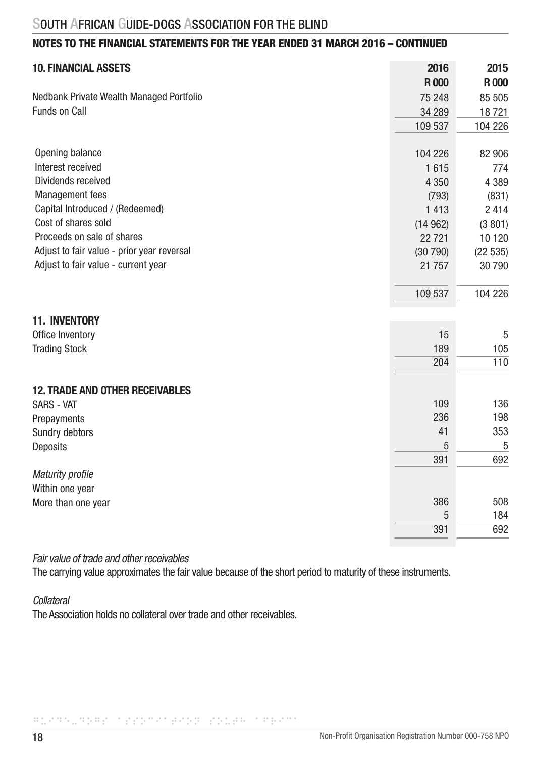## NOTES TO THE FINANCIAL STATEMENTS FOR THE YEAR ENDED 31 MARCH 2016 – CONTINUED

| **10. FINANCIAL ASSETS** | **2016** | **2015** |
|---|---|---|
| | **R 000** | **R 000** |
| Nedbank Private Wealth Managed Portfolio | 75 248 | 85 505 |
| Funds on Call | 34 289 | 18 721 |
| | 109 537 | 104 226 |
| | | |
| Opening balance | 104 226 | 82 906 |
| Interest received | 1 615 | 774 |
| Dividends received | 4 350 | 4 389 |
| Management fees | (793) | (831) |
| Capital Introduced / (Redeemed) | 1 413 | 2 414 |
| Cost of shares sold | (14 962) | (3 801) |
| Proceeds on sale of shares | 22 721 | 10 120 |
| Adjust to fair value - prior year reversal | (30 790) | (22 535) |
| Adjust to fair value - current year | 21 757 | 30 790 |
| | 109 537 | 104 226 |

| **11. INVENTORY** | | |
|---|---|---|
| Office Inventory | 15 | 5 |
| Trading Stock | 189 | 105 |
| | 204 | 110 |

| **12. TRADE AND OTHER RECEIVABLES** | | |
|---|---|---|
| SARS - VAT | 109 | 136 |
| Prepayments | 236 | 198 |
| Sundry debtors | 41 | 353 |
| Deposits | 5 | 5 |
| | 391 | 692 |
| *Maturity profile* | | |
| Within one year | 386 | 508 |
| More than one year | 5 | 184 |
| | 391 | 692 |

*Fair value of trade and other receivables*

The carrying value approximates the fair value because of the short period to maturity of these instruments.

*Collateral*

The Association holds no collateral over trade and other receivables.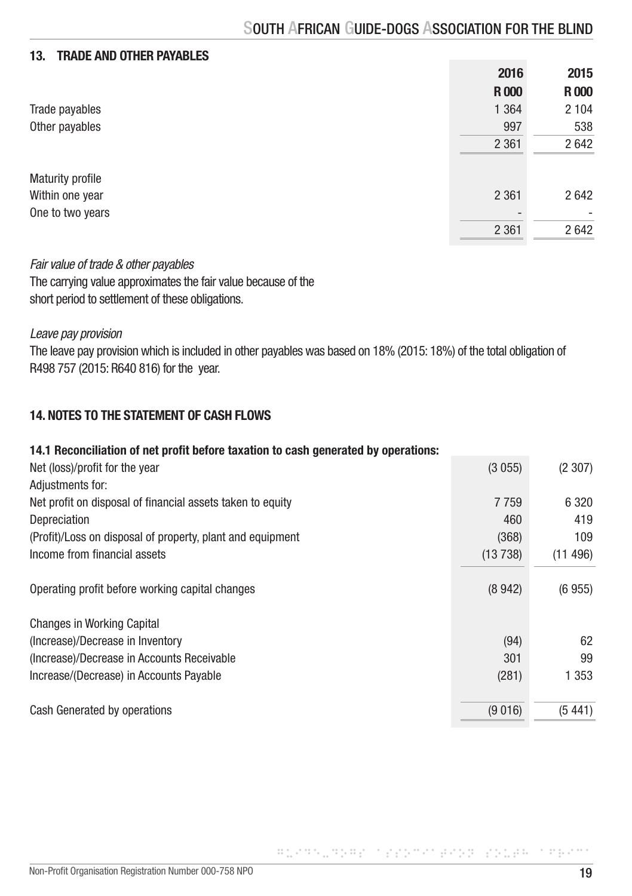## 13. TRADE AND OTHER PAYABLES

| | 2016 | 2015 |
|---|---|---|
| | R 000 | R 000 |
| Trade payables | 1 364 | 2 104 |
| Other payables | 997 | 538 |
| | 2 361 | 2 642 |
| | | |
| Maturity profile | | |
| Within one year | 2 361 | 2 642 |
| One to two years | - | - |
| | 2 361 | 2 642 |

*Fair value of trade & other payables*

The carrying value approximates the fair value because of the short period to settlement of these obligations.

*Leave pay provision*

The leave pay provision which is included in other payables was based on 18% (2015: 18%) of the total obligation of R498 757 (2015: R640 816) for the year.

## 14. NOTES TO THE STATEMENT OF CASH FLOWS

### 14.1 Reconciliation of net profit before taxation to cash generated by operations:

| | 2016 | 2015 |
|---|---|---|
| Net (loss)/profit for the year | (3 055) | (2 307) |
| Adjustments for: | | |
| Net profit on disposal of financial assets taken to equity | 7 759 | 6 320 |
| Depreciation | 460 | 419 |
| (Profit)/Loss on disposal of property, plant and equipment | (368) | 109 |
| Income from financial assets | (13 738) | (11 496) |
| | | |
| Operating profit before working capital changes | (8 942) | (6 955) |
| | | |
| Changes in Working Capital | | |
| (Increase)/Decrease in Inventory | (94) | 62 |
| (Increase)/Decrease in Accounts Receivable | 301 | 99 |
| Increase/(Decrease) in Accounts Payable | (281) | 1 353 |
| | | |
| Cash Generated by operations | (9 016) | (5 441) |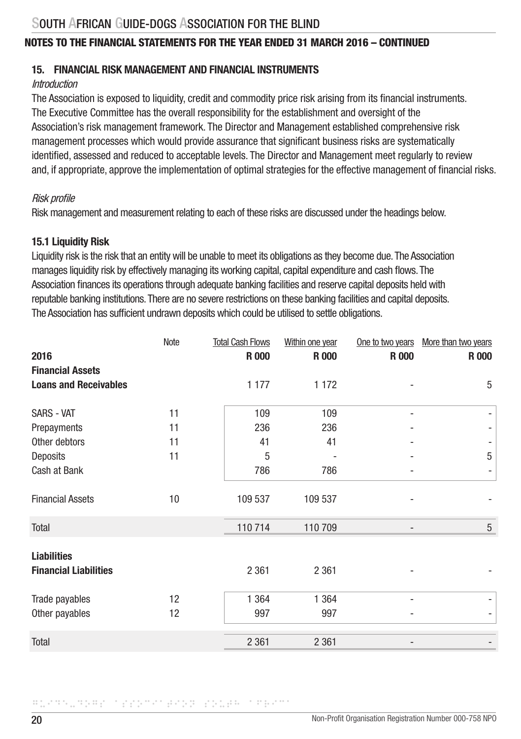## 15. FINANCIAL RISK MANAGEMENT AND FINANCIAL INSTRUMENTS

*Introduction*

The Association is exposed to liquidity, credit and commodity price risk arising from its financial instruments. The Executive Committee has the overall responsibility for the establishment and oversight of the Association's risk management framework. The Director and Management established comprehensive risk management processes which would provide assurance that significant business risks are systematically identified, assessed and reduced to acceptable levels. The Director and Management meet regularly to review and, if appropriate, approve the implementation of optimal strategies for the effective management of financial risks.

*Risk profile*

Risk management and measurement relating to each of these risks are discussed under the headings below.

### 15.1 Liquidity Risk

Liquidity risk is the risk that an entity will be unable to meet its obligations as they become due. The Association manages liquidity risk by effectively managing its working capital, capital expenditure and cash flows. The Association finances its operations through adequate banking facilities and reserve capital deposits held with reputable banking institutions. There are no severe restrictions on these banking facilities and capital deposits. The Association has sufficient undrawn deposits which could be utilised to settle obligations.

| | Note | Total Cash Flows | Within one year | One to two years | More than two years |
|---|---|---|---|---|---|
| **2016** | | **R 000** | **R 000** | **R 000** | **R 000** |
| **Financial Assets** | | | | | |
| **Loans and Receivables** | | 1 177 | 1 172 | - | 5 |
| SARS - VAT | 11 | 109 | 109 | - | - |
| Prepayments | 11 | 236 | 236 | - | - |
| Other debtors | 11 | 41 | 41 | - | - |
| Deposits | 11 | 5 | - | - | 5 |
| Cash at Bank | | 786 | 786 | - | - |
| Financial Assets | 10 | 109 537 | 109 537 | - | - |
| Total | | 110 714 | 110 709 | - | 5 |
| **Liabilities** | | | | | |
| **Financial Liabilities** | | 2 361 | 2 361 | - | - |
| Trade payables | 12 | 1 364 | 1 364 | - | - |
| Other payables | 12 | 997 | 997 | - | - |
| Total | | 2 361 | 2 361 | - | - |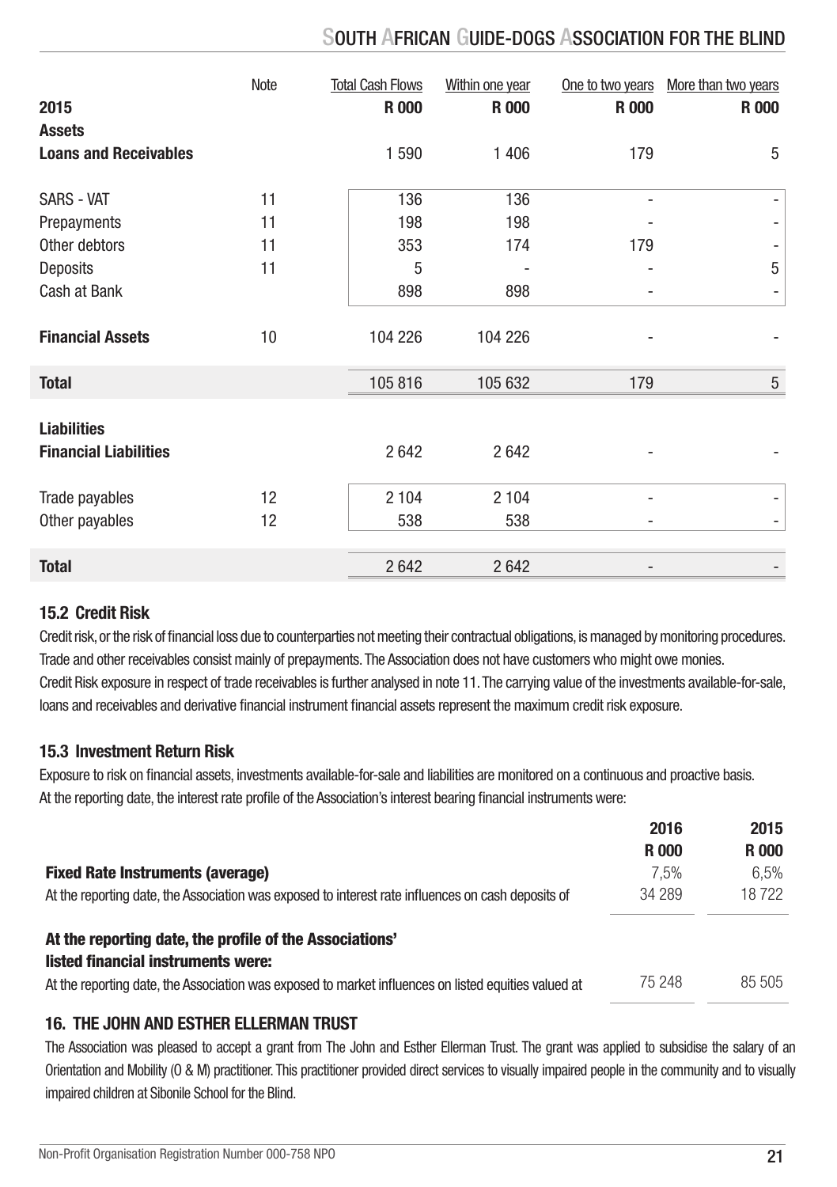| 2015 | Note | Total Cash Flows R 000 | Within one year R 000 | One to two years R 000 | More than two years R 000 |
|---|---|---|---|---|---|
| **Assets** | | | | | |
| **Loans and Receivables** | | 1 590 | 1 406 | 179 | 5 |
| SARS - VAT | 11 | 136 | 136 | - | - |
| Prepayments | 11 | 198 | 198 | - | - |
| Other debtors | 11 | 353 | 174 | 179 | - |
| Deposits | 11 | 5 | - | - | 5 |
| Cash at Bank | | 898 | 898 | - | - |
| **Financial Assets** | 10 | 104 226 | 104 226 | - | - |
| **Total** | | 105 816 | 105 632 | 179 | 5 |
| **Liabilities** | | | | | |
| **Financial Liabilities** | | 2 642 | 2 642 | - | - |
| Trade payables | 12 | 2 104 | 2 104 | - | - |
| Other payables | 12 | 538 | 538 | - | - |
| **Total** | | 2 642 | 2 642 | - | - |

### 15.2 Credit Risk

Credit risk, or the risk of financial loss due to counterparties not meeting their contractual obligations, is managed by monitoring procedures. Trade and other receivables consist mainly of prepayments. The Association does not have customers who might owe monies. Credit Risk exposure in respect of trade receivables is further analysed in note 11. The carrying value of the investments available-for-sale, loans and receivables and derivative financial instrument financial assets represent the maximum credit risk exposure.

### 15.3 Investment Return Risk

Exposure to risk on financial assets, investments available-for-sale and liabilities are monitored on a continuous and proactive basis. At the reporting date, the interest rate profile of the Association's interest bearing financial instruments were:

| | 2016 R 000 | 2015 R 000 |
|---|---|---|
| **Fixed Rate Instruments (average)** | 7,5% | 6,5% |
| At the reporting date, the Association was exposed to interest rate influences on cash deposits of | 34 289 | 18 722 |
| **At the reporting date, the profile of the Associations' listed financial instruments were:** | | |
| At the reporting date, the Association was exposed to market influences on listed equities valued at | 75 248 | 85 505 |

## 16. THE JOHN AND ESTHER ELLERMAN TRUST

The Association was pleased to accept a grant from The John and Esther Ellerman Trust. The grant was applied to subsidise the salary of an Orientation and Mobility (O & M) practitioner. This practitioner provided direct services to visually impaired people in the community and to visually impaired children at Sibonile School for the Blind.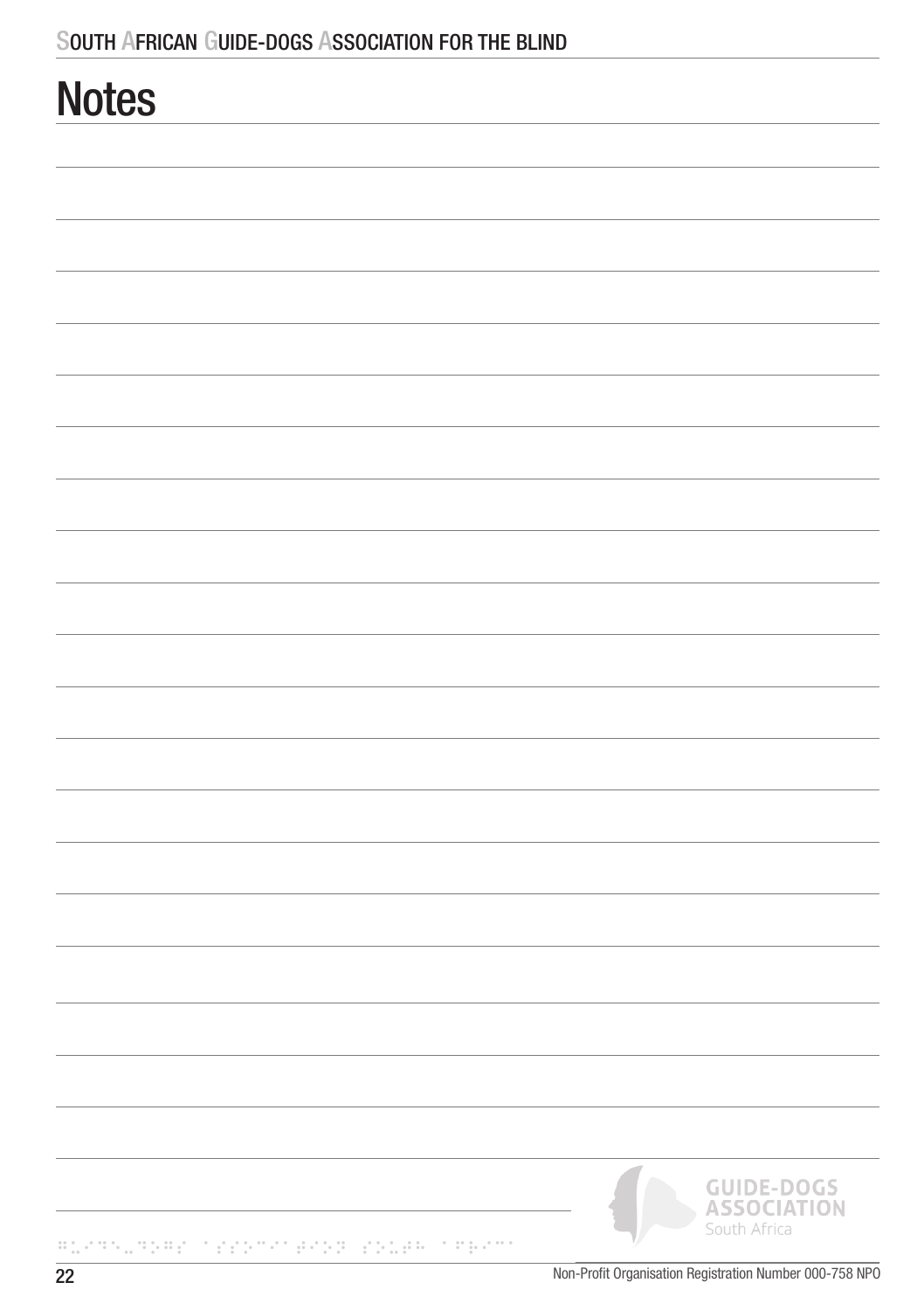# Notes

GUIDE-DOGS ASSOCIATION South Africa

Non-Profit Organisation Registration Number 000-758 NPO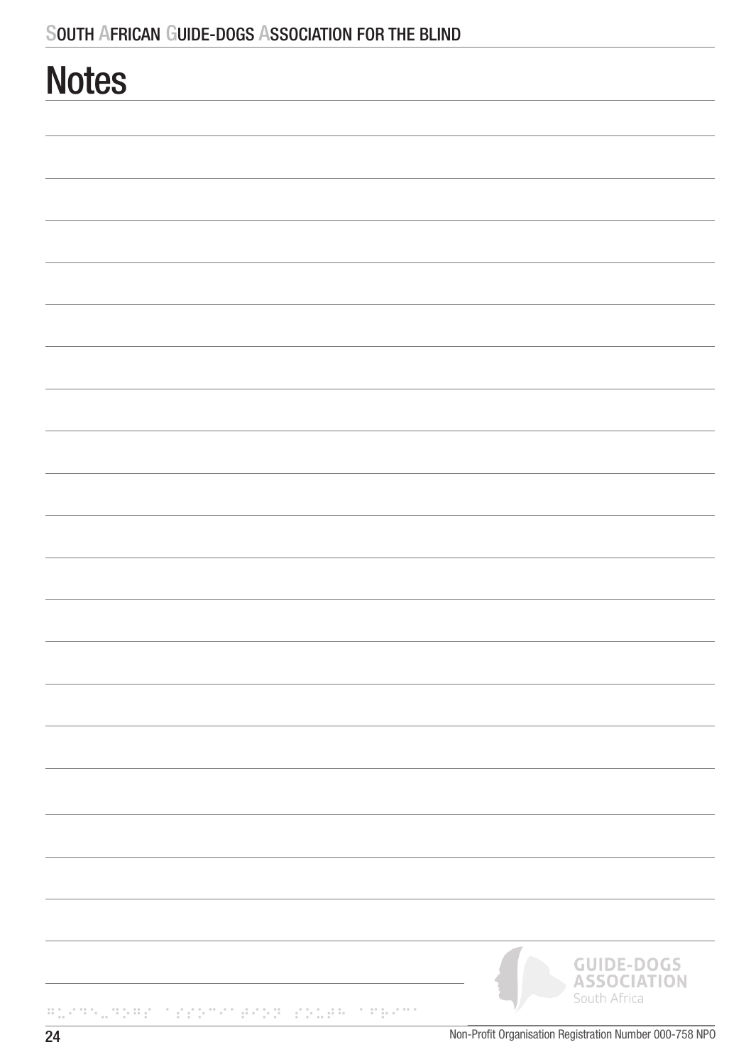# Notes

GUIDE-DOGS ASSOCIATION South Africa

Non-Profit Organisation Registration Number 000-758 NPO